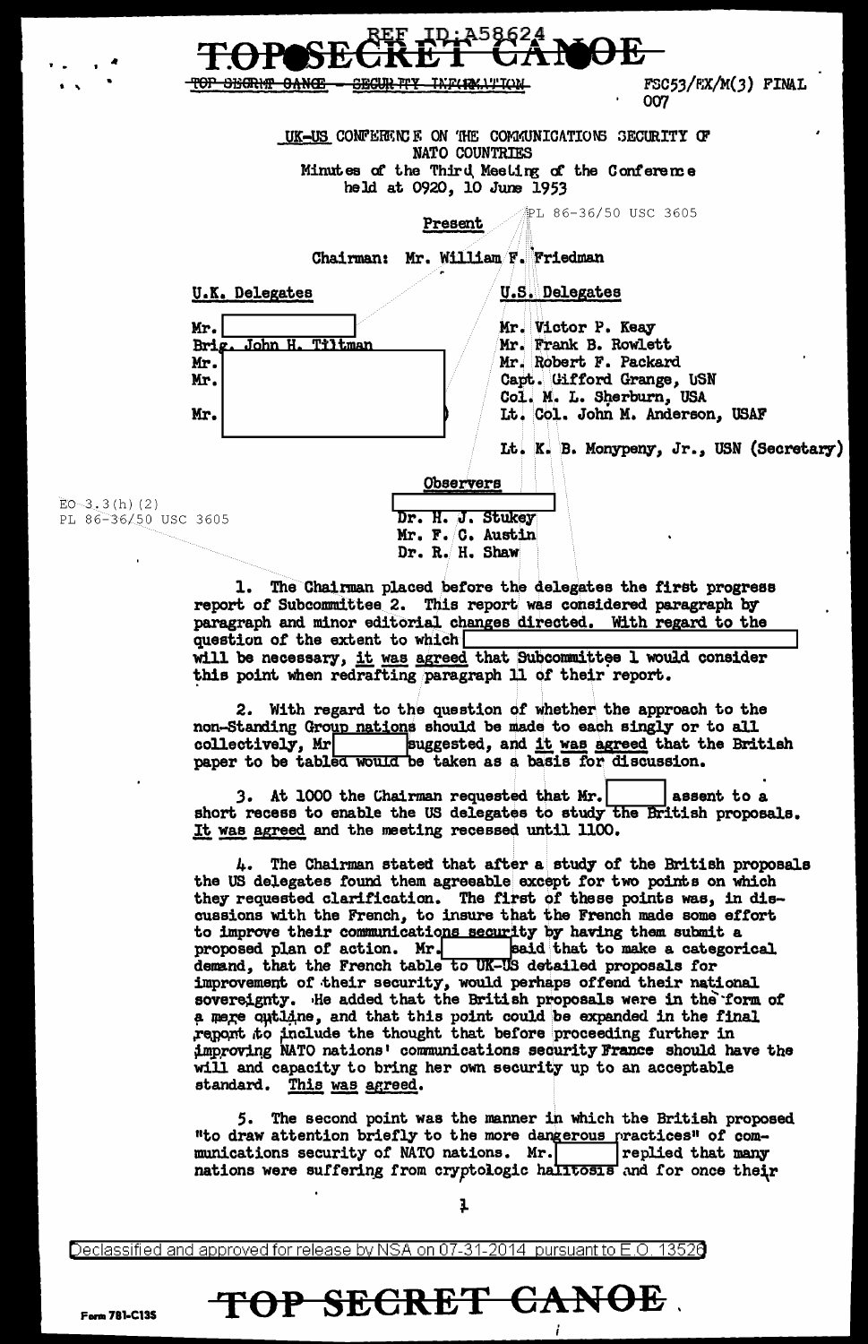REF ID:A58624

TOP SECRET CANOE

~~TOP SECRET CANOE - SECURITY INFORMATION~~

FSC53/EX/M(3) FINAL
007

UK-US CONFERENCE ON THE COMMUNICATIONS SECURITY OF NATO COUNTRIES
Minutes of the Third Meeting of the Conference
held at 0920, 10 June 1953

PL 86-36/50 USC 3605

Present

Chairman: Mr. William F. Friedman

| U.K. Delegates | U.S. Delegates |
|---|---|
| Mr. [redacted] | Mr. Victor P. Keay |
| Brig. John H. Tiltman | Mr. Frank B. Rowlett |
| Mr. [redacted] | Mr. Robert F. Packard |
| Mr. [redacted] | Capt. Gifford Grange, USN |
| | Col. M. L. Sherburn, USA |
| Mr. [redacted] | Lt. Col. John M. Anderson, USAF |
| | Lt. K. B. Monypeny, Jr., USN (Secretary) |

Observers

[redacted]
Dr. H. J. Stukey
Mr. F. C. Austin
Dr. R. H. Shaw

EO 3.3(h)(2)
PL 86-36/50 USC 3605

1. The Chairman placed before the delegates the first progress report of Subcommittee 2. This report was considered paragraph by paragraph and minor editorial changes directed. With regard to the question of the extent to which [redacted] will be necessary, it was agreed that Subcommittee 1 would consider this point when redrafting paragraph 11 of their report.

2. With regard to the question of whether the approach to the non-Standing Group nations should be made to each singly or to all collectively, Mr [redacted] suggested, and it was agreed that the British paper to be tabled would be taken as a basis for discussion.

3. At 1000 the Chairman requested that Mr. [redacted] assent to a short recess to enable the US delegates to study the British proposals. It was agreed and the meeting recessed until 1100.

4. The Chairman stated that after a study of the British proposals the US delegates found them agreeable except for two points on which they requested clarification. The first of these points was, in discussions with the French, to insure that the French made some effort to improve their communications security by having them submit a proposed plan of action. Mr. [redacted] said that to make a categorical demand, that the French table to UK-US detailed proposals for improvement of their security, would perhaps offend their national sovereignty. He added that the British proposals were in the form of a mere outline, and that this point could be expanded in the final report to include the thought that before proceeding further in improving NATO nations' communications security France should have the will and capacity to bring her own security up to an acceptable standard. This was agreed.

5. The second point was the manner in which the British proposed "to draw attention briefly to the more dangerous practices" of communications security of NATO nations. Mr. [redacted] replied that many nations were suffering from cryptologic halitosis and for once their

Declassified and approved for release by NSA on 07-31-2014 pursuant to E.O. 13526

Form 781-C13S

TOP SECRET CANOE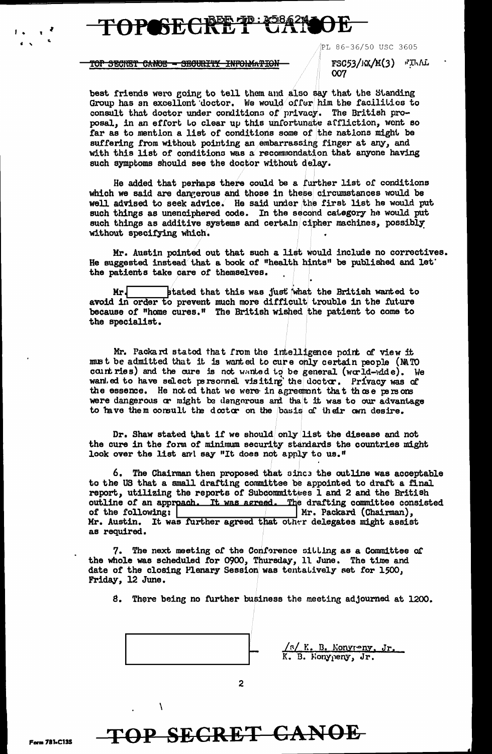TOP SECRET CANOE

REF ID:A58624

PL 86-36/50 USC 3605

TOP SECRET CANOE - SECURITY INFORMATION

FSC53/MX/M(3) FINAL
007

best friends were going to tell them and also say that the Standing Group has an excellent doctor. We would offer him the facilities to consult that doctor under conditions of privacy. The British proposal, in an effort to clear up this unfortunate affliction, went so far as to mention a list of conditions some of the nations might be suffering from without pointing an embarrassing finger at any, and with this list of conditions was a recommendation that anyone having such symptoms should see the doctor without delay.

He added that perhaps there could be a further list of conditions which we said are dangerous and those in these circumstances would be well advised to seek advice. He said under the first list he would put such things as unenciphered code. In the second category he would put such things as additive systems and certain cipher machines, possibly without specifying which.

Mr. Austin pointed out that such a list would include no correctives. He suggested instead that a book of "health hints" be published and let the patients take care of themselves.

Mr. [ ] stated that this was just what the British wanted to avoid in order to prevent much more difficult trouble in the future because of "home cures." The British wished the patient to come to the specialist.

Mr. Packard stated that from the intelligence point of view it must be admitted that it is wanted to cure only certain people (NATO countries) and the cure is not wanted to be general (world-wide). We wanted to have select personnel visiting the doctor. Privacy was of the essence. He noted that we were in agreement that those persons were dangerous or might be dangerous and that it was to our advantage to have them consult the doctor on the basis of their own desire.

Dr. Shaw stated that if we should only list the disease and not the cure in the form of minimum security standards the countries might look over the list and say "It does not apply to us."

6. The Chairman then proposed that since the outline was acceptable to the US that a small drafting committee be appointed to draft a final report, utilizing the reports of Subcommittees 1 and 2 and the British outline of an approach. It was agreed. The drafting committee consisted of the following: [ ] Mr. Packard (Chairman), Mr. Austin. It was further agreed that other delegates might assist as required.

7. The next meeting of the Conference sitting as a Committee of the whole was scheduled for 0900, Thursday, 11 June. The time and date of the closing Plenary Session was tentatively set for 1500, Friday, 12 June.

8. There being no further business the meeting adjourned at 1200.

[ ] /s/ K. B. Monypeny, Jr.
K. B. Monypeny, Jr.

TOP SECRET CANOE

Form 781-C13S